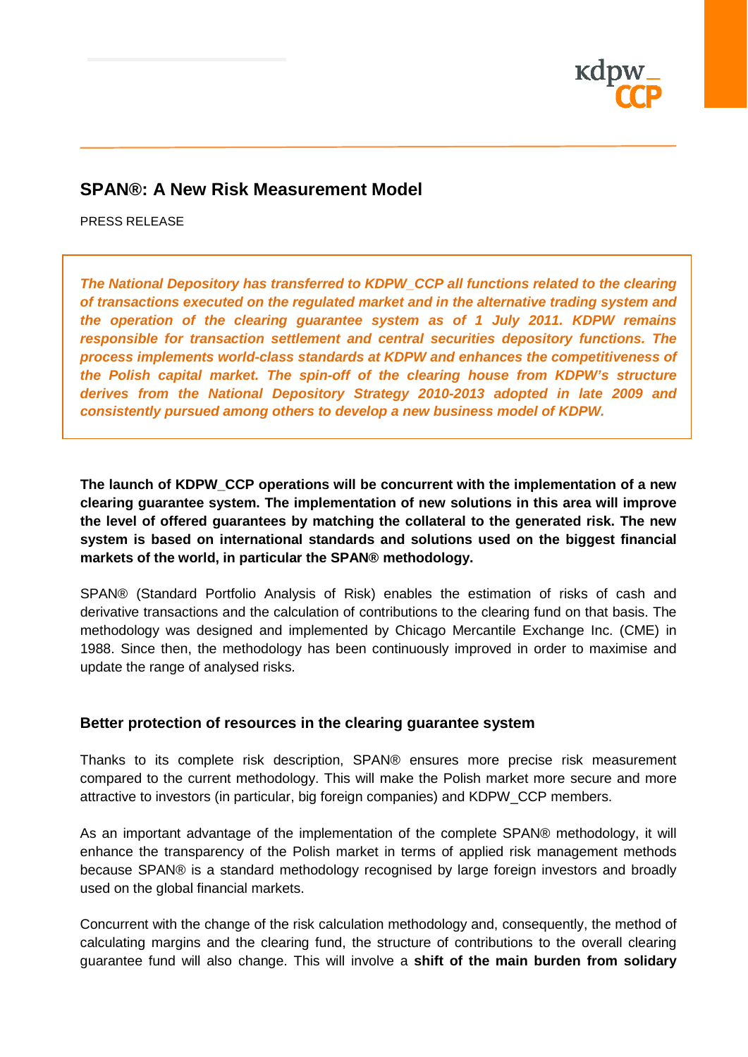## SPAN®: A New Risk Measurement Model

PRESS RELEASE

***The National Depository has transferred to KDPW_CCP all functions related to the clearing of transactions executed on the regulated market and in the alternative trading system and the operation of the clearing guarantee system as of 1 July 2011. KDPW remains responsible for transaction settlement and central securities depository functions. The process implements world-class standards at KDPW and enhances the competitiveness of the Polish capital market. The spin-off of the clearing house from KDPW's structure derives from the National Depository Strategy 2010-2013 adopted in late 2009 and consistently pursued among others to develop a new business model of KDPW.***

**The launch of KDPW_CCP operations will be concurrent with the implementation of a new clearing guarantee system. The implementation of new solutions in this area will improve the level of offered guarantees by matching the collateral to the generated risk. The new system is based on international standards and solutions used on the biggest financial markets of the world, in particular the SPAN® methodology.**

SPAN® (Standard Portfolio Analysis of Risk) enables the estimation of risks of cash and derivative transactions and the calculation of contributions to the clearing fund on that basis. The methodology was designed and implemented by Chicago Mercantile Exchange Inc. (CME) in 1988. Since then, the methodology has been continuously improved in order to maximise and update the range of analysed risks.

### Better protection of resources in the clearing guarantee system

Thanks to its complete risk description, SPAN® ensures more precise risk measurement compared to the current methodology. This will make the Polish market more secure and more attractive to investors (in particular, big foreign companies) and KDPW_CCP members.

As an important advantage of the implementation of the complete SPAN® methodology, it will enhance the transparency of the Polish market in terms of applied risk management methods because SPAN® is a standard methodology recognised by large foreign investors and broadly used on the global financial markets.

Concurrent with the change of the risk calculation methodology and, consequently, the method of calculating margins and the clearing fund, the structure of contributions to the overall clearing guarantee fund will also change. This will involve a **shift of the main burden from solidary**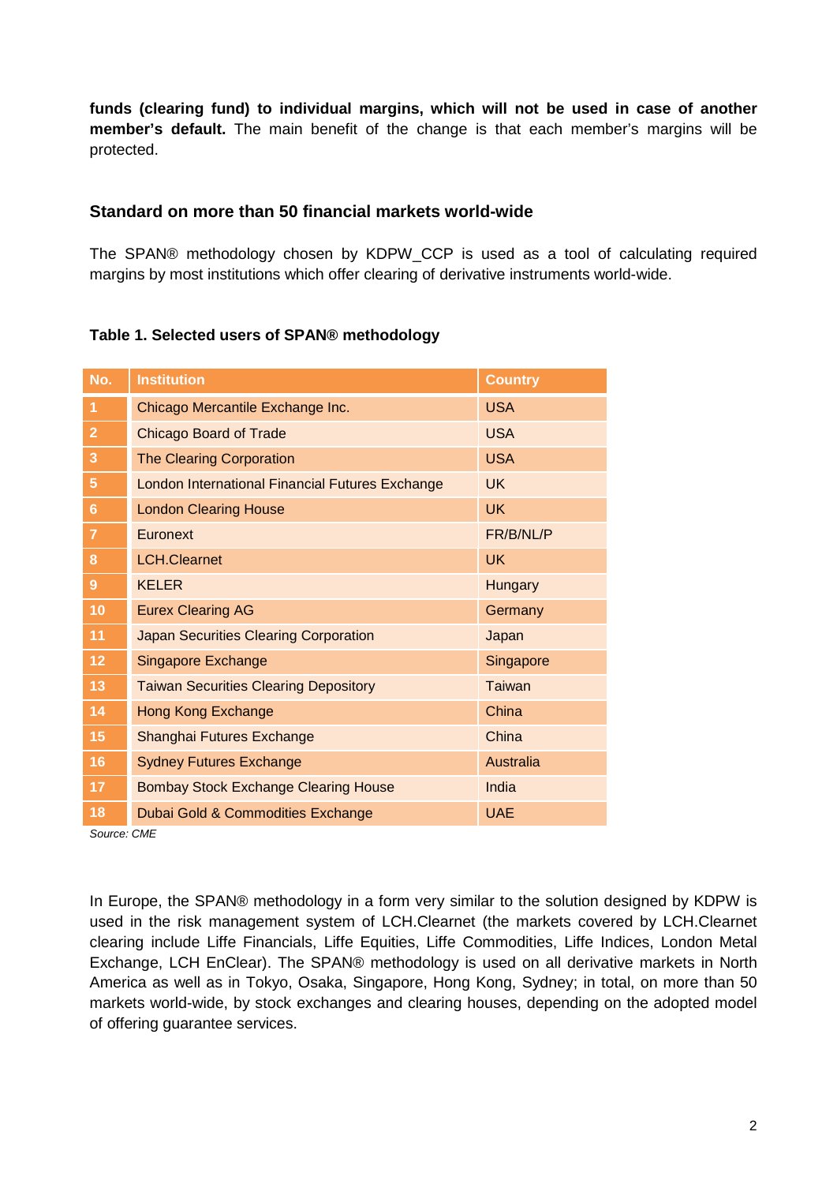**funds (clearing fund) to individual margins, which will not be used in case of another member's default.** The main benefit of the change is that each member's margins will be protected.

### Standard on more than 50 financial markets world-wide

The SPAN® methodology chosen by KDPW_CCP is used as a tool of calculating required margins by most institutions which offer clearing of derivative instruments world-wide.

**Table 1. Selected users of SPAN® methodology**

| No. | Institution | Country |
|---|---|---|
| 1 | Chicago Mercantile Exchange Inc. | USA |
| 2 | Chicago Board of Trade | USA |
| 3 | The Clearing Corporation | USA |
| 5 | London International Financial Futures Exchange | UK |
| 6 | London Clearing House | UK |
| 7 | Euronext | FR/B/NL/P |
| 8 | LCH.Clearnet | UK |
| 9 | KELER | Hungary |
| 10 | Eurex Clearing AG | Germany |
| 11 | Japan Securities Clearing Corporation | Japan |
| 12 | Singapore Exchange | Singapore |
| 13 | Taiwan Securities Clearing Depository | Taiwan |
| 14 | Hong Kong Exchange | China |
| 15 | Shanghai Futures Exchange | China |
| 16 | Sydney Futures Exchange | Australia |
| 17 | Bombay Stock Exchange Clearing House | India |
| 18 | Dubai Gold & Commodities Exchange | UAE |

*Source: CME*

In Europe, the SPAN® methodology in a form very similar to the solution designed by KDPW is used in the risk management system of LCH.Clearnet (the markets covered by LCH.Clearnet clearing include Liffe Financials, Liffe Equities, Liffe Commodities, Liffe Indices, London Metal Exchange, LCH EnClear). The SPAN® methodology is used on all derivative markets in North America as well as in Tokyo, Osaka, Singapore, Hong Kong, Sydney; in total, on more than 50 markets world-wide, by stock exchanges and clearing houses, depending on the adopted model of offering guarantee services.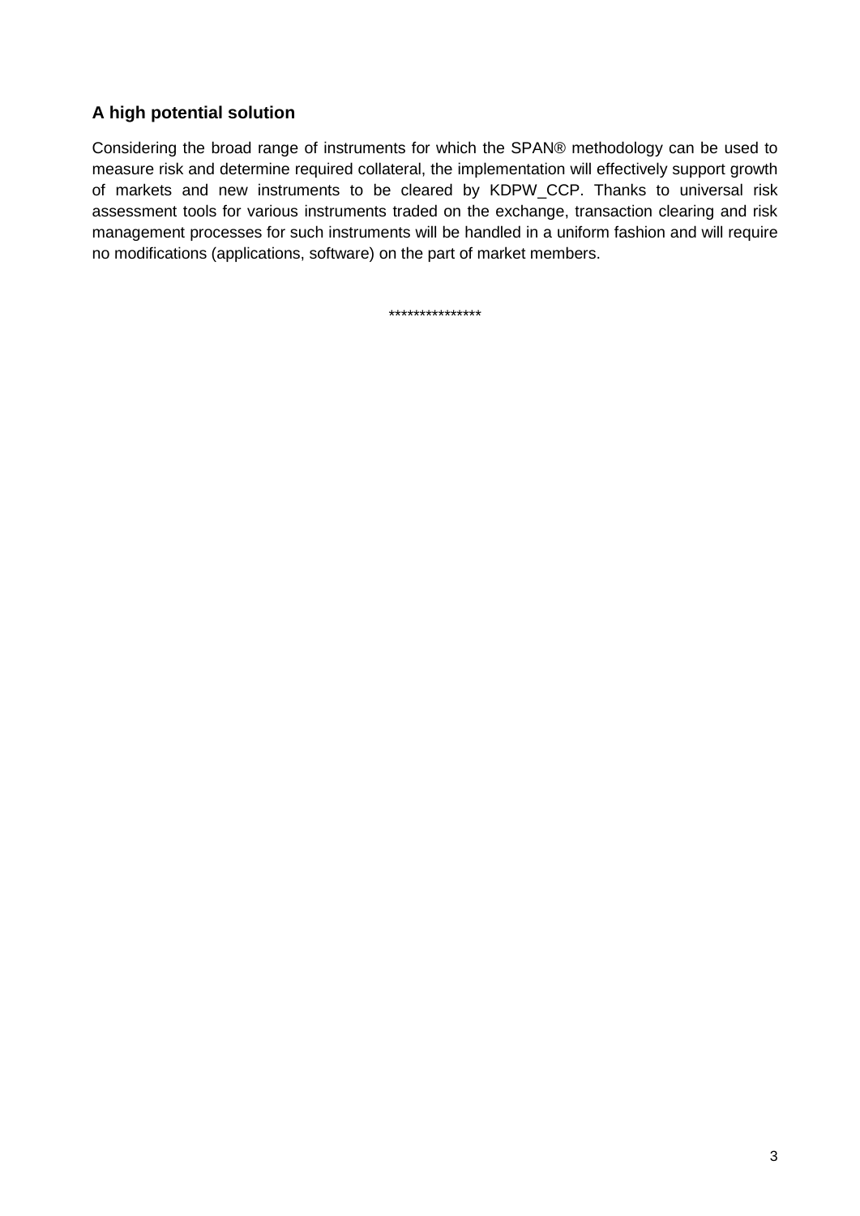## A high potential solution

Considering the broad range of instruments for which the SPAN® methodology can be used to measure risk and determine required collateral, the implementation will effectively support growth of markets and new instruments to be cleared by KDPW_CCP. Thanks to universal risk assessment tools for various instruments traded on the exchange, transaction clearing and risk management processes for such instruments will be handled in a uniform fashion and will require no modifications (applications, software) on the part of market members.

***************